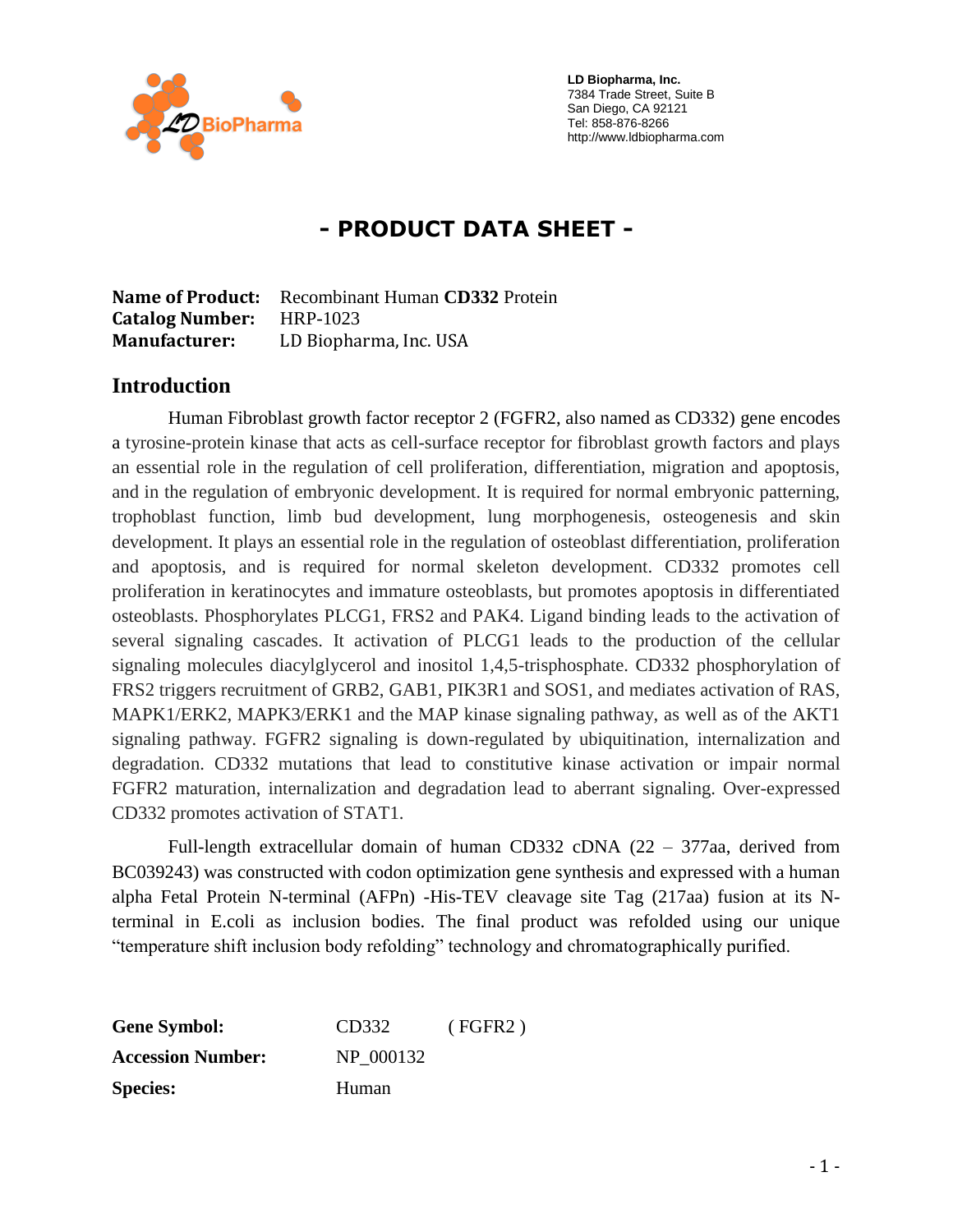LD Biopharma, Inc.
7384 Trade Street, Suite B
San Diego, CA 92121
Tel: 858-876-8266
http://www.ldbiopharma.com

# - PRODUCT DATA SHEET -

**Name of Product:** Recombinant Human **CD332** Protein
**Catalog Number:** HRP-1023
**Manufacturer:** LD Biopharma, Inc. USA

## Introduction

Human Fibroblast growth factor receptor 2 (FGFR2, also named as CD332) gene encodes a tyrosine-protein kinase that acts as cell-surface receptor for fibroblast growth factors and plays an essential role in the regulation of cell proliferation, differentiation, migration and apoptosis, and in the regulation of embryonic development. It is required for normal embryonic patterning, trophoblast function, limb bud development, lung morphogenesis, osteogenesis and skin development. It plays an essential role in the regulation of osteoblast differentiation, proliferation and apoptosis, and is required for normal skeleton development. CD332 promotes cell proliferation in keratinocytes and immature osteoblasts, but promotes apoptosis in differentiated osteoblasts. Phosphorylates PLCG1, FRS2 and PAK4. Ligand binding leads to the activation of several signaling cascades. It activation of PLCG1 leads to the production of the cellular signaling molecules diacylglycerol and inositol 1,4,5-trisphosphate. CD332 phosphorylation of FRS2 triggers recruitment of GRB2, GAB1, PIK3R1 and SOS1, and mediates activation of RAS, MAPK1/ERK2, MAPK3/ERK1 and the MAP kinase signaling pathway, as well as of the AKT1 signaling pathway. FGFR2 signaling is down-regulated by ubiquitination, internalization and degradation. CD332 mutations that lead to constitutive kinase activation or impair normal FGFR2 maturation, internalization and degradation lead to aberrant signaling. Over-expressed CD332 promotes activation of STAT1.

Full-length extracellular domain of human CD332 cDNA (22 – 377aa, derived from BC039243) was constructed with codon optimization gene synthesis and expressed with a human alpha Fetal Protein N-terminal (AFPn) -His-TEV cleavage site Tag (217aa) fusion at its N-terminal in E.coli as inclusion bodies. The final product was refolded using our unique "temperature shift inclusion body refolding" technology and chromatographically purified.

**Gene Symbol:** CD332 ( FGFR2 )
**Accession Number:** NP_000132
**Species:** Human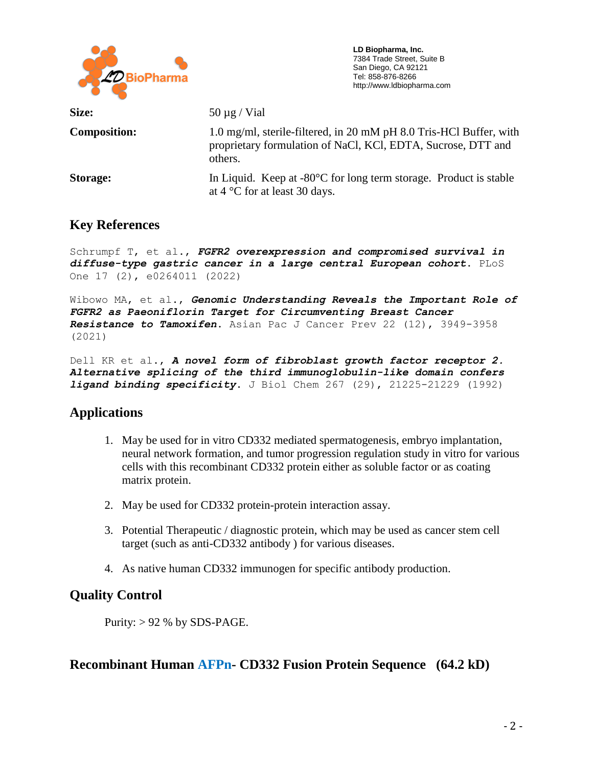LD Biopharma, Inc.
7384 Trade Street, Suite B
San Diego, CA 92121
Tel: 858-876-8266
http://www.ldbiopharma.com

| | |
|---|---|
| **Size:** | 50 µg / Vial |
| **Composition:** | 1.0 mg/ml, sterile-filtered, in 20 mM pH 8.0 Tris-HCl Buffer, with proprietary formulation of NaCl, KCl, EDTA, Sucrose, DTT and others. |
| **Storage:** | In Liquid. Keep at -80°C for long term storage. Product is stable at 4 °C for at least 30 days. |

## Key References

Schrumpf T, et al., ***FGFR2 overexpression and compromised survival in diffuse-type gastric cancer in a large central European cohort.*** PLoS One 17 (2), e0264011 (2022)

Wibowo MA, et al., ***Genomic Understanding Reveals the Important Role of FGFR2 as Paeoniflorin Target for Circumventing Breast Cancer Resistance to Tamoxifen.*** Asian Pac J Cancer Prev 22 (12), 3949-3958 (2021)

Dell KR et al., ***A novel form of fibroblast growth factor receptor 2. Alternative splicing of the third immunoglobulin-like domain confers ligand binding specificity.*** J Biol Chem 267 (29), 21225-21229 (1992)

## Applications

1. May be used for in vitro CD332 mediated spermatogenesis, embryo implantation, neural network formation, and tumor progression regulation study in vitro for various cells with this recombinant CD332 protein either as soluble factor or as coating matrix protein.
2. May be used for CD332 protein-protein interaction assay.
3. Potential Therapeutic / diagnostic protein, which may be used as cancer stem cell target (such as anti-CD332 antibody ) for various diseases.
4. As native human CD332 immunogen for specific antibody production.

## Quality Control

Purity: > 92 % by SDS-PAGE.

## Recombinant Human AFPn- CD332 Fusion Protein Sequence (64.2 kD)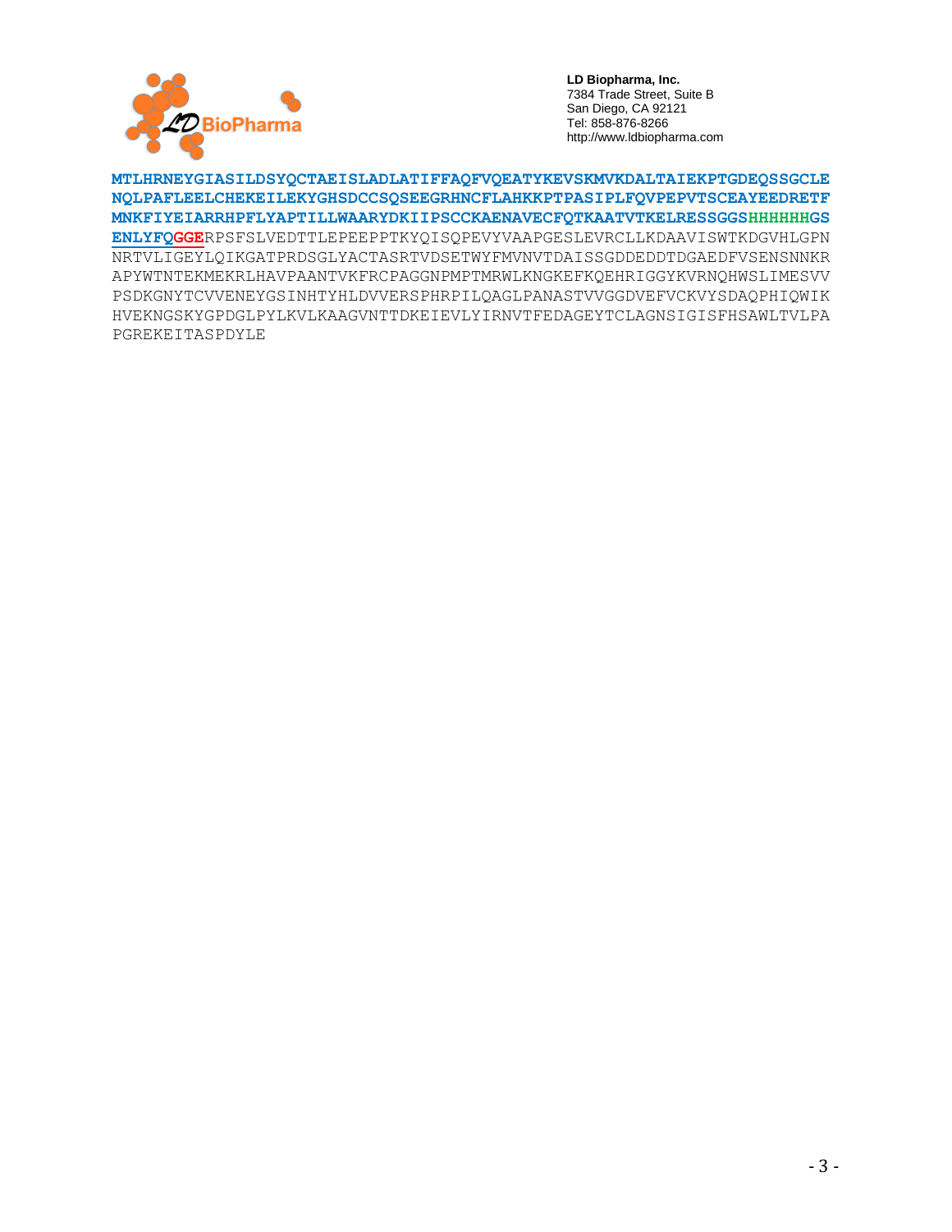**LD Biopharma, Inc.**
7384 Trade Street, Suite B
San Diego, CA 92121
Tel: 858-876-8266
http://www.ldbiopharma.com

**MTLHRNEYGIASILDSYQCTAEISLADLATIFFAQFVQEATYKEVSKMVKDALTAIEKPTGDEQSSGCLE**
**NQLPAFLEELCHEKEILEKYGHSDCCSQSEEGRHNCFLAHKKPTPASIPLFQVPEPVTSCEAYEEDRETF**
**MNKFIYEIARRHPFLYAPTILLWAARYDKIIPSCCKAENAVECFQTKAATVTKELRESSGGSHHHHHHGS**
**ENLYFQGGE**RPSFSLVEDTTLEPEEPPTKYQISQPEVYVAAPGESLEVRCLLKDAAVISWTKDGVHLGPN
NRTVLIGEYLQIKGATPRDSGLYACTASRTVDSETWYFMVNVTDAISSGDDEDDTDGAEDFVSENSNNKR
APYWTNTEKMEKRLHAVPAANTVKFRCPAGGNPMPTMRWLKNGKEFKQEHRIGGYKVRNQHWSLIMESVV
PSDKGNYTCVVENEYGSINHTYHLDVVERSPHRPILQAGLPANASTVVGGDVEFVCKVYSDAQPHIQWIK
HVEKNGSKYGPDGLPYLKVLKAAGVNTTDKEIEVLYIRNVTFEDAGEYTCLAGNSIGISFHSAWLTVLPA
PGREKEITASPDYLE